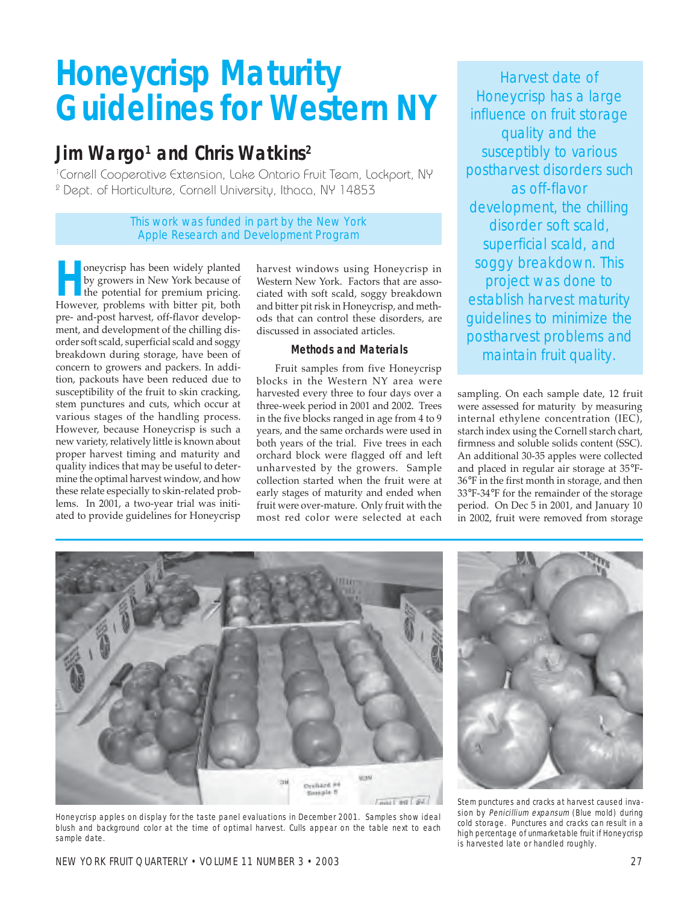# Honeycrisp Maturity Guidelines for Western NY

## Jim Wargo[1] and Chris Watkins[2]

[1]Cornell Cooperative Extension, Lake Ontario Fruit Team, Lockport, NY
[2] Dept. of Horticulture, Cornell University, Ithaca, NY 14853

This work was funded in part by the New York Apple Research and Development Program

Harvest date of Honeycrisp has a large influence on fruit storage quality and the susceptibly to various postharvest disorders such as off-flavor development, the chilling disorder soft scald, superficial scald, and soggy breakdown. This project was done to establish harvest maturity guidelines to minimize the postharvest problems and maintain fruit quality.

Honeycrisp has been widely planted by growers in New York because of the potential for premium pricing. However, problems with bitter pit, both pre- and-post harvest, off-flavor development, and development of the chilling disorder soft scald, superficial scald and soggy breakdown during storage, have been of concern to growers and packers. In addition, packouts have been reduced due to susceptibility of the fruit to skin cracking, stem punctures and cuts, which occur at various stages of the handling process. However, because Honeycrisp is such a new variety, relatively little is known about proper harvest timing and maturity and quality indices that may be useful to determine the optimal harvest window, and how these relate especially to skin-related problems. In 2001, a two-year trial was initiated to provide guidelines for Honeycrisp harvest windows using Honeycrisp in Western New York. Factors that are associated with soft scald, soggy breakdown and bitter pit risk in Honeycrisp, and methods that can control these disorders, are discussed in associated articles.

### Methods and Materials

Fruit samples from five Honeycrisp blocks in the Western NY area were harvested every three to four days over a three-week period in 2001 and 2002. Trees in the five blocks ranged in age from 4 to 9 years, and the same orchards were used in both years of the trial. Five trees in each orchard block were flagged off and left unharvested by the growers. Sample collection started when the fruit were at early stages of maturity and ended when fruit were over-mature. Only fruit with the most red color were selected at each sampling. On each sample date, 12 fruit were assessed for maturity by measuring internal ethylene concentration (IEC), starch index using the Cornell starch chart, firmness and soluble solids content (SSC). An additional 30-35 apples were collected and placed in regular air storage at 35°F-36°F in the first month in storage, and then 33°F-34°F for the remainder of the storage period. On Dec 5 in 2001, and January 10 in 2002, fruit were removed from storage

Honeycrisp apples on display for the taste panel evaluations in December 2001. Samples show ideal blush and background color at the time of optimal harvest. Culls appear on the table next to each sample date.

Stem punctures and cracks at harvest caused invasion by *Penicillium expansum* (Blue mold) during cold storage. Punctures and cracks can result in a high percentage of unmarketable fruit if Honeycrisp is harvested late or handled roughly.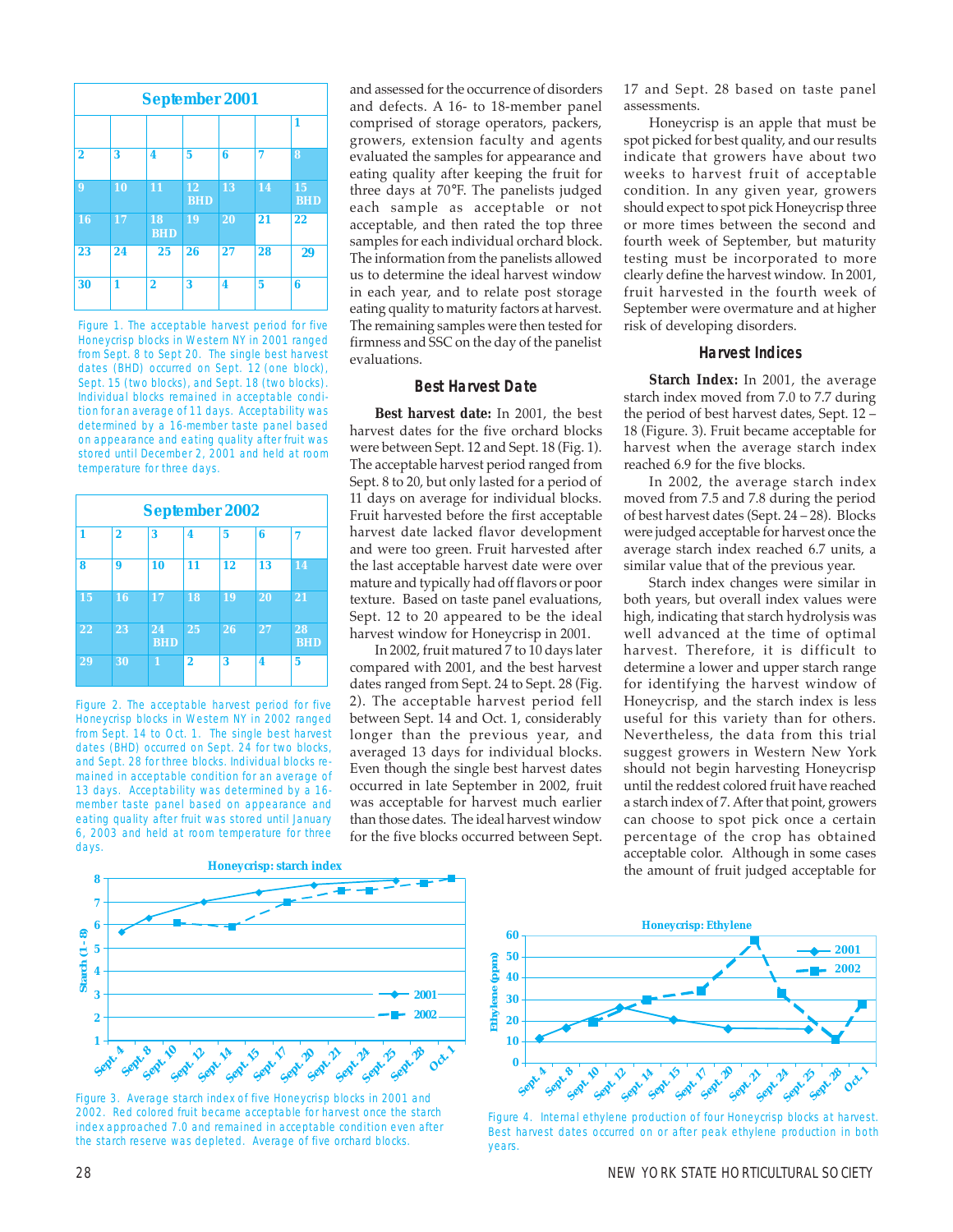| September 2001 | | | | | | |
|---|---|---|---|---|---|---|
| | | | | | | 1 |
| 2 | 3 | 4 | 5 | 6 | 7 | 8 |
| 9 | 10 | 11 | 12 BHD | 13 | 14 | 15 BHD |
| 16 | 17 | 18 BHD | 19 | 20 | 21 | 22 |
| 23 | 24 | 25 | 26 | 27 | 28 | 29 |
| 30 | 1 | 2 | 3 | 4 | 5 | 6 |

Figure 1. The acceptable harvest period for five Honeycrisp blocks in Western NY in 2001 ranged from Sept. 8 to Sept 20. The single best harvest dates (BHD) occurred on Sept. 12 (one block), Sept. 15 (two blocks), and Sept. 18 (two blocks). Individual blocks remained in acceptable condition for an average of 11 days. Acceptability was determined by a 16-member taste panel based on appearance and eating quality after fruit was stored until December 2, 2001 and held at room temperature for three days.

| September 2002 | | | | | | |
|---|---|---|---|---|---|---|
| 1 | 2 | 3 | 4 | 5 | 6 | 7 |
| 8 | 9 | 10 | 11 | 12 | 13 | 14 |
| 15 | 16 | 17 | 18 | 19 | 20 | 21 |
| 22 | 23 | 24 BHD | 25 | 26 | 27 | 28 BHD |
| 29 | 30 | 1 | 2 | 3 | 4 | 5 |

Figure 2. The acceptable harvest period for five Honeycrisp blocks in Western NY in 2002 ranged from Sept. 14 to Oct. 1. The single best harvest dates (BHD) occurred on Sept. 24 for two blocks, and Sept. 28 for three blocks. Individual blocks remained in acceptable condition for an average of 13 days. Acceptability was determined by a 16-member taste panel based on appearance and eating quality after fruit was stored until January 6, 2003 and held at room temperature for three days.

and assessed for the occurrence of disorders and defects. A 16- to 18-member panel comprised of storage operators, packers, growers, extension faculty and agents evaluated the samples for appearance and eating quality after keeping the fruit for three days at 70°F. The panelists judged each sample as acceptable or not acceptable, and then rated the top three samples for each individual orchard block. The information from the panelists allowed us to determine the ideal harvest window in each year, and to relate post storage eating quality to maturity factors at harvest. The remaining samples were then tested for firmness and SSC on the day of the panelist evaluations.

### Best Harvest Date

**Best harvest date:** In 2001, the best harvest dates for the five orchard blocks were between Sept. 12 and Sept. 18 (Fig. 1). The acceptable harvest period ranged from Sept. 8 to 20, but only lasted for a period of 11 days on average for individual blocks. Fruit harvested before the first acceptable harvest date lacked flavor development and were too green. Fruit harvested after the last acceptable harvest date were over mature and typically had off flavors or poor texture. Based on taste panel evaluations, Sept. 12 to 20 appeared to be the ideal harvest window for Honeycrisp in 2001.

In 2002, fruit matured 7 to 10 days later compared with 2001, and the best harvest dates ranged from Sept. 24 to Sept. 28 (Fig. 2). The acceptable harvest period fell between Sept. 14 and Oct. 1, considerably longer than the previous year, and averaged 13 days for individual blocks. Even though the single best harvest dates occurred in late September in 2002, fruit was acceptable for harvest much earlier than those dates. The ideal harvest window for the five blocks occurred between Sept. 17 and Sept. 28 based on taste panel assessments.

Honeycrisp is an apple that must be spot picked for best quality, and our results indicate that growers have about two weeks to harvest fruit of acceptable condition. In any given year, growers should expect to spot pick Honeycrisp three or more times between the second and fourth week of September, but maturity testing must be incorporated to more clearly define the harvest window. In 2001, fruit harvested in the fourth week of September were overmature and at higher risk of developing disorders.

### Harvest Indices

**Starch Index:** In 2001, the average starch index moved from 7.0 to 7.7 during the period of best harvest dates, Sept. 12 – 18 (Figure. 3). Fruit became acceptable for harvest when the average starch index reached 6.9 for the five blocks.

In 2002, the average starch index moved from 7.5 and 7.8 during the period of best harvest dates (Sept. 24 – 28). Blocks were judged acceptable for harvest once the average starch index reached 6.7 units, a similar value that of the previous year.

Starch index changes were similar in both years, but overall index values were high, indicating that starch hydrolysis was well advanced at the time of optimal harvest. Therefore, it is difficult to determine a lower and upper starch range for identifying the harvest window of Honeycrisp, and the starch index is less useful for this variety than for others. Nevertheless, the data from this trial suggest growers in Western New York should not begin harvesting Honeycrisp until the reddest colored fruit have reached a starch index of 7. After that point, growers can choose to spot pick once a certain percentage of the crop has obtained acceptable color. Although in some cases the amount of fruit judged acceptable for

Figure 3. Average starch index of five Honeycrisp blocks in 2001 and 2002. Red colored fruit became acceptable for harvest once the starch index approached 7.0 and remained in acceptable condition even after the starch reserve was depleted. Average of five orchard blocks.

Figure 4. Internal ethylene production of four Honeycrisp blocks at harvest. Best harvest dates occurred on or after peak ethylene production in both years.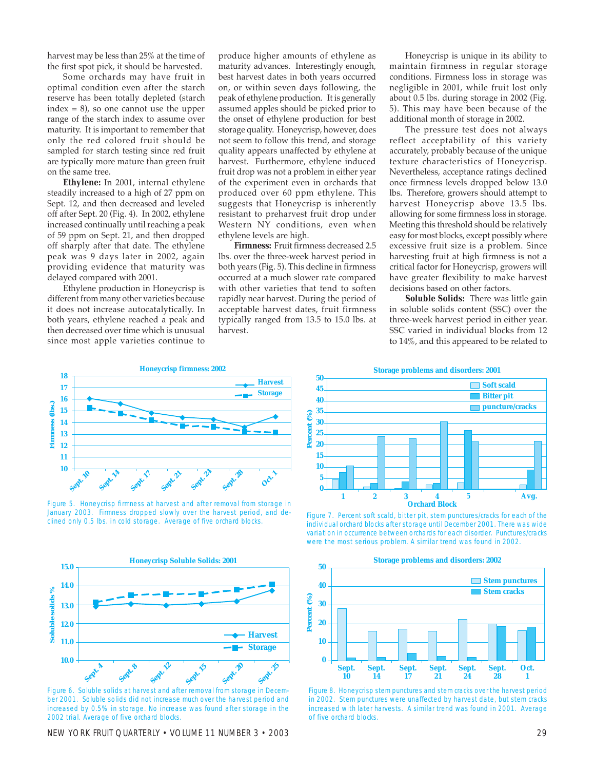harvest may be less than 25% at the time of the first spot pick, it should be harvested.

Some orchards may have fruit in optimal condition even after the starch reserve has been totally depleted (starch index = 8), so one cannot use the upper range of the starch index to assume over maturity. It is important to remember that only the red colored fruit should be sampled for starch testing since red fruit are typically more mature than green fruit on the same tree.

**Ethylene:** In 2001, internal ethylene steadily increased to a high of 27 ppm on Sept. 12, and then decreased and leveled off after Sept. 20 (Fig. 4). In 2002, ethylene increased continually until reaching a peak of 59 ppm on Sept. 21, and then dropped off sharply after that date. The ethylene peak was 9 days later in 2002, again providing evidence that maturity was delayed compared with 2001.

Ethylene production in Honeycrisp is different from many other varieties because it does not increase autocatalytically. In both years, ethylene reached a peak and then decreased over time which is unusual since most apple varieties continue to produce higher amounts of ethylene as maturity advances. Interestingly enough, best harvest dates in both years occurred on, or within seven days following, the peak of ethylene production. It is generally assumed apples should be picked prior to the onset of ethylene production for best storage quality. Honeycrisp, however, does not seem to follow this trend, and storage quality appears unaffected by ethylene at harvest. Furthermore, ethylene induced fruit drop was not a problem in either year of the experiment even in orchards that produced over 60 ppm ethylene. This suggests that Honeycrisp is inherently resistant to preharvest fruit drop under Western NY conditions, even when ethylene levels are high.

**Firmness:** Fruit firmness decreased 2.5 lbs. over the three-week harvest period in both years (Fig. 5). This decline in firmness occurred at a much slower rate compared with other varieties that tend to soften rapidly near harvest. During the period of acceptable harvest dates, fruit firmness typically ranged from 13.5 to 15.0 lbs. at harvest.

Honeycrisp is unique in its ability to maintain firmness in regular storage conditions. Firmness loss in storage was negligible in 2001, while fruit lost only about 0.5 lbs. during storage in 2002 (Fig. 5). This may have been because of the additional month of storage in 2002.

The pressure test does not always reflect acceptability of this variety accurately, probably because of the unique texture characteristics of Honeycrisp. Nevertheless, acceptance ratings declined once firmness levels dropped below 13.0 lbs. Therefore, growers should attempt to harvest Honeycrisp above 13.5 lbs. allowing for some firmness loss in storage. Meeting this threshold should be relatively easy for most blocks, except possibly where excessive fruit size is a problem. Since harvesting fruit at high firmness is not a critical factor for Honeycrisp, growers will have greater flexibility to make harvest decisions based on other factors.

**Soluble Solids:** There was little gain in soluble solids content (SSC) over the three-week harvest period in either year. SSC varied in individual blocks from 12 to 14%, and this appeared to be related to

Figure 5. Honeycrisp firmness at harvest and after removal from storage in January 2003. Firmness dropped slowly over the harvest period, and declined only 0.5 lbs. in cold storage. Average of five orchard blocks.

Figure 6. Soluble solids at harvest and after removal from storage in December 2001. Soluble solids did not increase much over the harvest period and increased by 0.5% in storage. No increase was found after storage in the 2002 trial. Average of five orchard blocks.

Figure 7. Percent soft scald, bitter pit, stem punctures/cracks for each of the individual orchard blocks after storage until December 2001. There was wide variation in occurrence between orchards for each disorder. Punctures/cracks were the most serious problem. A similar trend was found in 2002.

Figure 8. Honeycrisp stem punctures and stem cracks over the harvest period in 2002. Stem punctures were unaffected by harvest date, but stem cracks increased with later harvests. A similar trend was found in 2001. Average of five orchard blocks.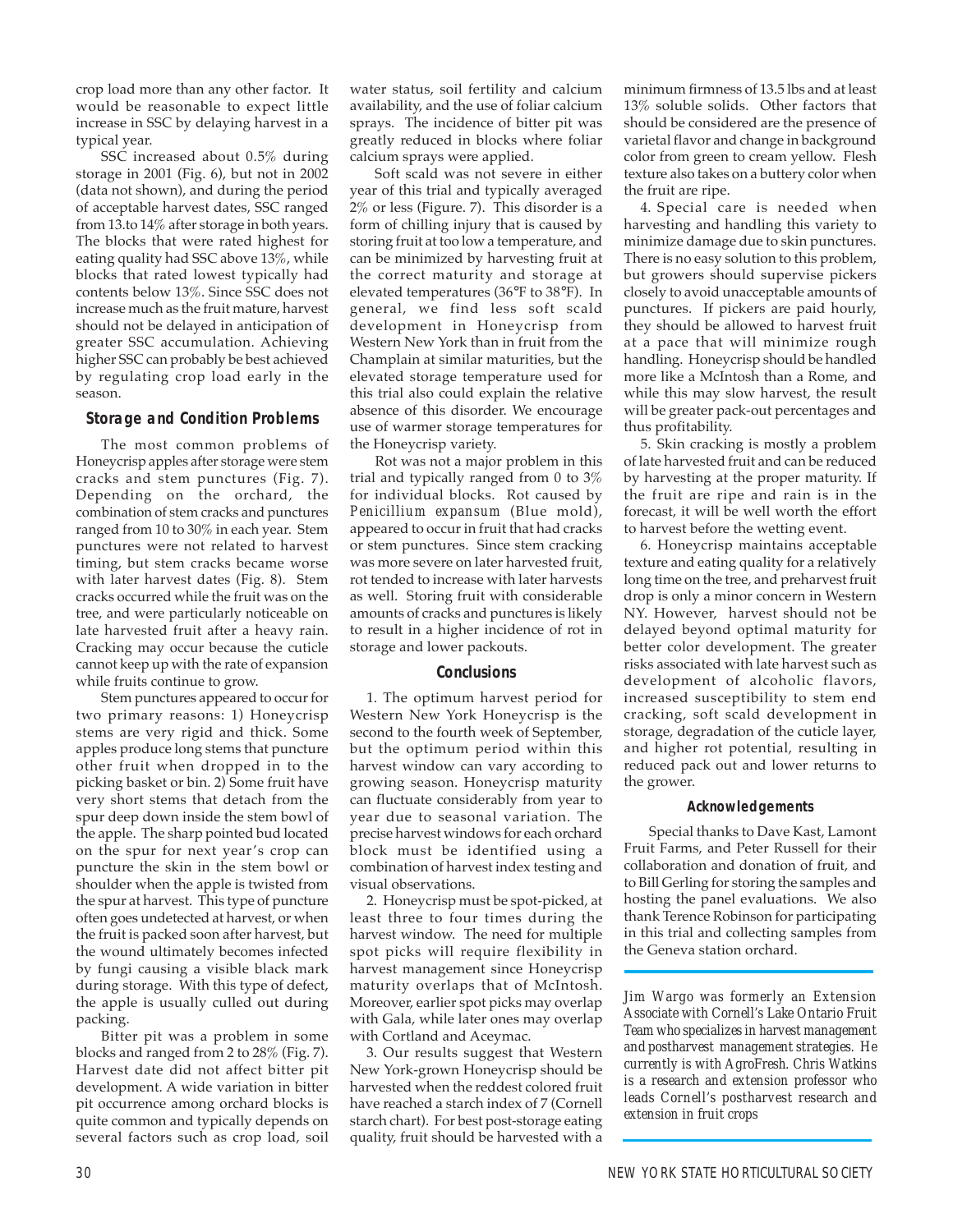crop load more than any other factor. It would be reasonable to expect little increase in SSC by delaying harvest in a typical year.

SSC increased about 0.5% during storage in 2001 (Fig. 6), but not in 2002 (data not shown), and during the period of acceptable harvest dates, SSC ranged from 13.to 14% after storage in both years. The blocks that were rated highest for eating quality had SSC above 13%, while blocks that rated lowest typically had contents below 13%. Since SSC does not increase much as the fruit mature, harvest should not be delayed in anticipation of greater SSC accumulation. Achieving higher SSC can probably be best achieved by regulating crop load early in the season.

### Storage and Condition Problems

The most common problems of Honeycrisp apples after storage were stem cracks and stem punctures (Fig. 7). Depending on the orchard, the combination of stem cracks and punctures ranged from 10 to 30% in each year. Stem punctures were not related to harvest timing, but stem cracks became worse with later harvest dates (Fig. 8). Stem cracks occurred while the fruit was on the tree, and were particularly noticeable on late harvested fruit after a heavy rain. Cracking may occur because the cuticle cannot keep up with the rate of expansion while fruits continue to grow.

Stem punctures appeared to occur for two primary reasons: 1) Honeycrisp stems are very rigid and thick. Some apples produce long stems that puncture other fruit when dropped in to the picking basket or bin. 2) Some fruit have very short stems that detach from the spur deep down inside the stem bowl of the apple. The sharp pointed bud located on the spur for next year's crop can puncture the skin in the stem bowl or shoulder when the apple is twisted from the spur at harvest. This type of puncture often goes undetected at harvest, or when the fruit is packed soon after harvest, but the wound ultimately becomes infected by fungi causing a visible black mark during storage. With this type of defect, the apple is usually culled out during packing.

Bitter pit was a problem in some blocks and ranged from 2 to 28% (Fig. 7). Harvest date did not affect bitter pit development. A wide variation in bitter pit occurrence among orchard blocks is quite common and typically depends on several factors such as crop load, soil water status, soil fertility and calcium availability, and the use of foliar calcium sprays. The incidence of bitter pit was greatly reduced in blocks where foliar calcium sprays were applied.

Soft scald was not severe in either year of this trial and typically averaged 2% or less (Figure. 7). This disorder is a form of chilling injury that is caused by storing fruit at too low a temperature, and can be minimized by harvesting fruit at the correct maturity and storage at elevated temperatures (36°F to 38°F). In general, we find less soft scald development in Honeycrisp from Western New York than in fruit from the Champlain at similar maturities, but the elevated storage temperature used for this trial also could explain the relative absence of this disorder. We encourage use of warmer storage temperatures for the Honeycrisp variety.

Rot was not a major problem in this trial and typically ranged from 0 to 3% for individual blocks. Rot caused by *Penicillium expansum* (Blue mold), appeared to occur in fruit that had cracks or stem punctures. Since stem cracking was more severe on later harvested fruit, rot tended to increase with later harvests as well. Storing fruit with considerable amounts of cracks and punctures is likely to result in a higher incidence of rot in storage and lower packouts.

### Conclusions

1. The optimum harvest period for Western New York Honeycrisp is the second to the fourth week of September, but the optimum period within this harvest window can vary according to growing season. Honeycrisp maturity can fluctuate considerably from year to year due to seasonal variation. The precise harvest windows for each orchard block must be identified using a combination of harvest index testing and visual observations.

2. Honeycrisp must be spot-picked, at least three to four times during the harvest window. The need for multiple spot picks will require flexibility in harvest management since Honeycrisp maturity overlaps that of McIntosh. Moreover, earlier spot picks may overlap with Gala, while later ones may overlap with Cortland and Aceymac.

3. Our results suggest that Western New York-grown Honeycrisp should be harvested when the reddest colored fruit have reached a starch index of 7 (Cornell starch chart). For best post-storage eating quality, fruit should be harvested with a minimum firmness of 13.5 lbs and at least 13% soluble solids. Other factors that should be considered are the presence of varietal flavor and change in background color from green to cream yellow. Flesh texture also takes on a buttery color when the fruit are ripe.

4. Special care is needed when harvesting and handling this variety to minimize damage due to skin punctures. There is no easy solution to this problem, but growers should supervise pickers closely to avoid unacceptable amounts of punctures. If pickers are paid hourly, they should be allowed to harvest fruit at a pace that will minimize rough handling. Honeycrisp should be handled more like a McIntosh than a Rome, and while this may slow harvest, the result will be greater pack-out percentages and thus profitability.

5. Skin cracking is mostly a problem of late harvested fruit and can be reduced by harvesting at the proper maturity. If the fruit are ripe and rain is in the forecast, it will be well worth the effort to harvest before the wetting event.

6. Honeycrisp maintains acceptable texture and eating quality for a relatively long time on the tree, and preharvest fruit drop is only a minor concern in Western NY. However, harvest should not be delayed beyond optimal maturity for better color development. The greater risks associated with late harvest such as development of alcoholic flavors, increased susceptibility to stem end cracking, soft scald development in storage, degradation of the cuticle layer, and higher rot potential, resulting in reduced pack out and lower returns to the grower.

### Acknowledgements

Special thanks to Dave Kast, Lamont Fruit Farms, and Peter Russell for their collaboration and donation of fruit, and to Bill Gerling for storing the samples and hosting the panel evaluations. We also thank Terence Robinson for participating in this trial and collecting samples from the Geneva station orchard.

*Jim Wargo was formerly an Extension Associate with Cornell's Lake Ontario Fruit Team who specializes in harvest management and postharvest management strategies. He currently is with AgroFresh. Chris Watkins is a research and extension professor who leads Cornell's postharvest research and extension in fruit crops*